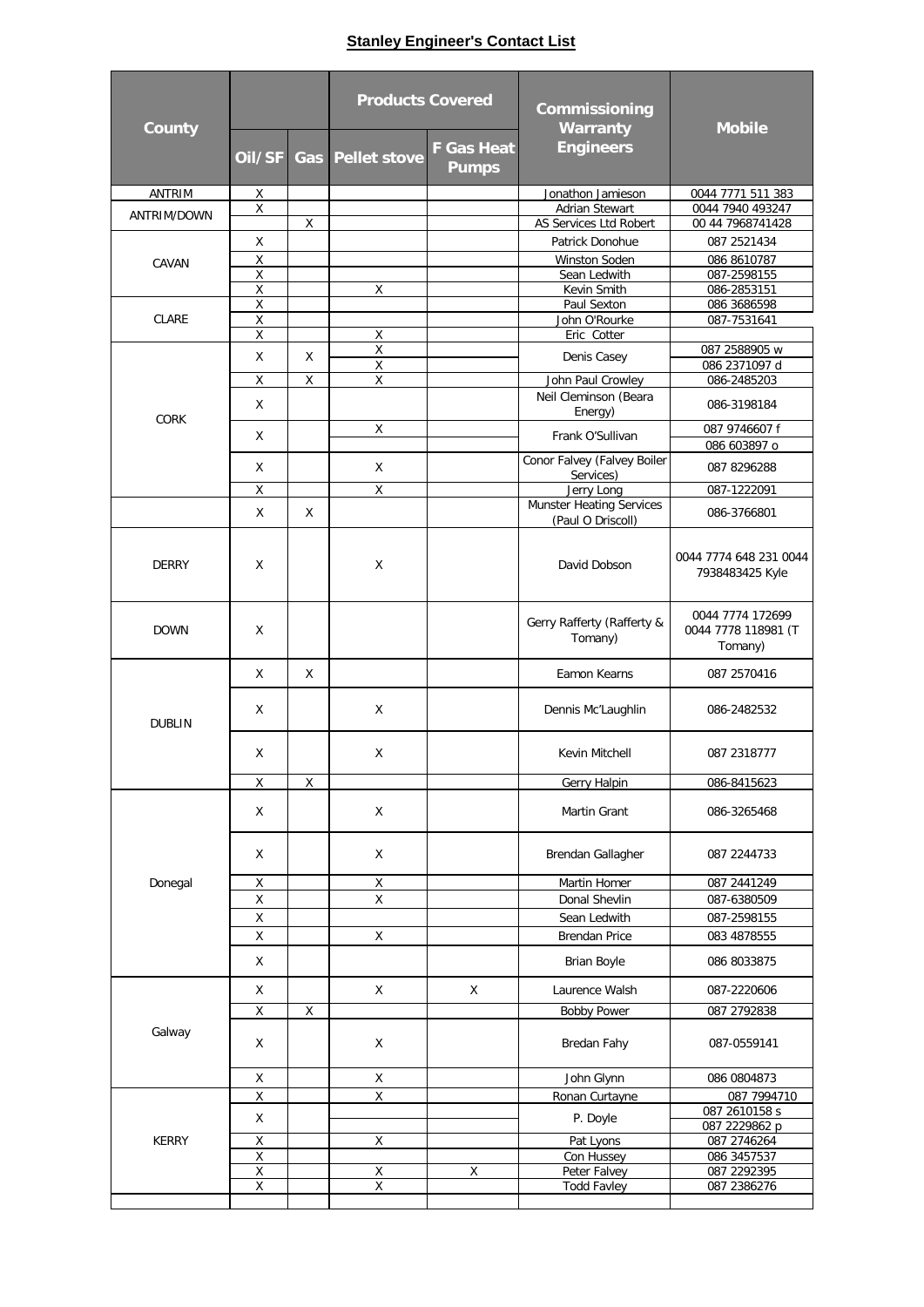# Stanley Engineer's Contact List

| County | Products Covered | | | | Commissioning Warranty Engineers | Mobile |
|---|---|---|---|---|---|---|
| | Oil/SF | Gas | Pellet stove | F Gas Heat Pumps | | |
| ANTRIM | X | | | | Jonathon Jamieson | 0044 7771 511 383 |
| ANTRIM/DOWN | X | | | | Adrian Stewart | 0044 7940 493247 |
| | | X | | | AS Services Ltd Robert | 00 44 7968741428 |
| CAVAN | X | | | | Patrick Donohue | 087 2521434 |
| | X | | | | Winston Soden | 086 8610787 |
| | X | | | | Sean Ledwith | 087-2598155 |
| | X | | X | | Kevin Smith | 086-2853151 |
| CLARE | X | | | | Paul Sexton | 086 3686598 |
| | X | | | | John O'Rourke | 087-7531641 |
| | X | | X | | Eric Cotter | |
| CORK | X | X | X | | Denis Casey | 087 2588905 w |
| | | | X | | | 086 2371097 d |
| | X | X | X | | John Paul Crowley | 086-2485203 |
| | X | | | | Neil Cleminson (Beara Energy) | 086-3198184 |
| | X | | X | | Frank O'Sullivan | 087 9746607 f |
| | | | | | | 086 603897 o |
| | X | | X | | Conor Falvey (Falvey Boiler Services) | 087 8296288 |
| | X | | X | | Jerry Long | 087-1222091 |
| | X | X | | | Munster Heating Services (Paul O Driscoll) | 086-3766801 |
| DERRY | X | | X | | David Dobson | 0044 7774 648 231 0044 7938483425 Kyle |
| DOWN | X | | | | Gerry Rafferty (Rafferty & Tomany) | 0044 7774 172699 0044 7778 118981 (T Tomany) |
| DUBLIN | X | X | | | Eamon Kearns | 087 2570416 |
| | X | | X | | Dennis Mc'Laughlin | 086-2482532 |
| | X | | X | | Kevin Mitchell | 087 2318777 |
| | X | X | | | Gerry Halpin | 086-8415623 |
| Donegal | X | | X | | Martin Grant | 086-3265468 |
| | X | | X | | Brendan Gallagher | 087 2244733 |
| | X | | X | | Martin Homer | 087 2441249 |
| | X | | X | | Donal Shevlin | 087-6380509 |
| | X | | | | Sean Ledwith | 087-2598155 |
| | X | | X | | Brendan Price | 083 4878555 |
| | X | | | | Brian Boyle | 086 8033875 |
| Galway | X | | X | X | Laurence Walsh | 087-2220606 |
| | X | X | | | Bobby Power | 087 2792838 |
| | X | | X | | Bredan Fahy | 087-0559141 |
| | X | | X | | John Glynn | 086 0804873 |
| KERRY | X | | X | | Ronan Curtayne | 087 7994710 |
| | X | | | | P. Doyle | 087 2610158 s |
| | | | | | | 087 2229862 p |
| | X | | X | | Pat Lyons | 087 2746264 |
| | X | | | | Con Hussey | 086 3457537 |
| | X | | X | X | Peter Falvey | 087 2292395 |
| | X | | X | | Todd Favley | 087 2386276 |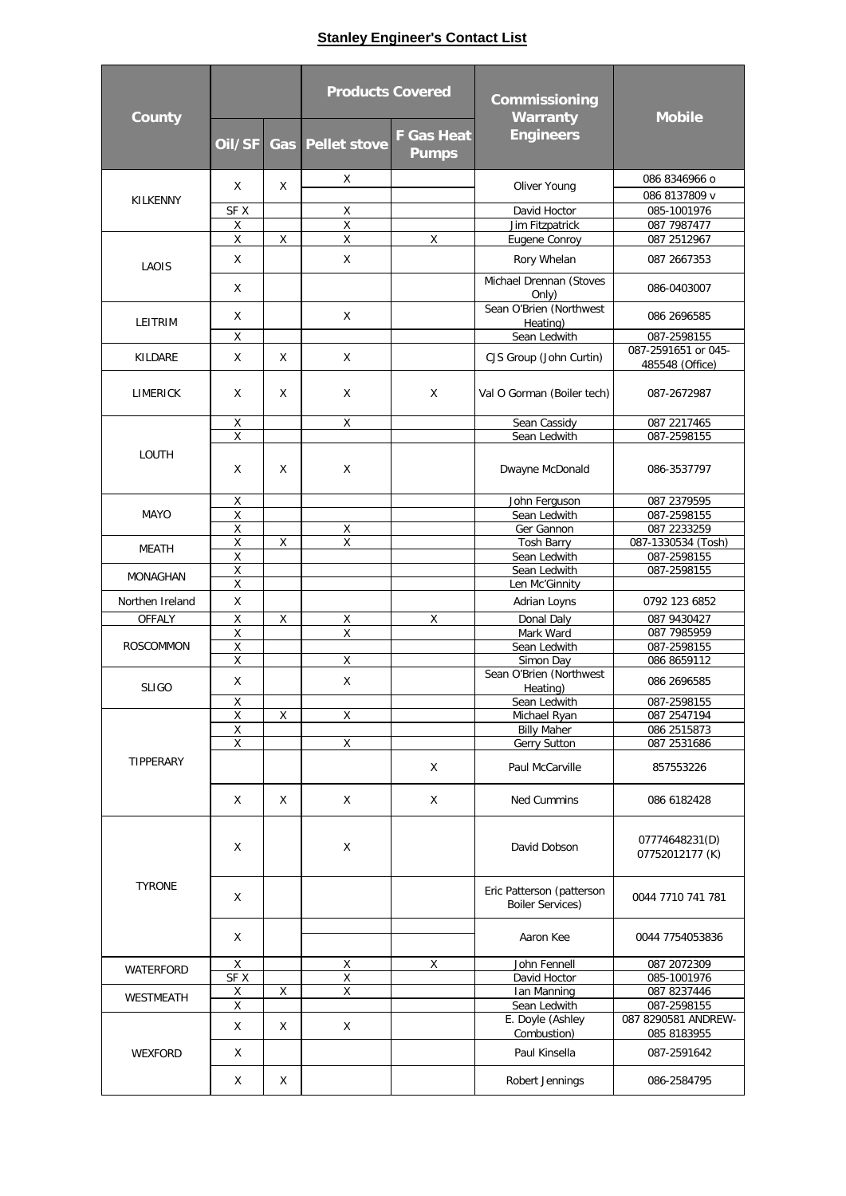## Stanley Engineer's Contact List

| County | Products Covered | | | | Commissioning Warranty Engineers | Mobile |
|---|---|---|---|---|---|---|
| | Oil/SF | Gas | Pellet stove | F Gas Heat Pumps | | |
| KILKENNY | X | X | X | | Oliver Young | 086 8346966 o<br>086 8137809 v |
| | SF X | | X | | David Hoctor | 085-1001976 |
| | X | | X | | Jim Fitzpatrick | 087 7987477 |
| LAOIS | X | X | X | X | Eugene Conroy | 087 2512967 |
| | X | | X | | Rory Whelan | 087 2667353 |
| | X | | | | Michael Drennan (Stoves Only) | 086-0403007 |
| LEITRIM | X | | X | | Sean O'Brien (Northwest Heating) | 086 2696585 |
| | X | | | | Sean Ledwith | 087-2598155 |
| KILDARE | X | X | X | | CJS Group (John Curtin) | 087-2591651 or 045-485548 (Office) |
| LIMERICK | X | X | X | X | Val O Gorman (Boiler tech) | 087-2672987 |
| LOUTH | X | | X | | Sean Cassidy | 087 2217465 |
| | X | | | | Sean Ledwith | 087-2598155 |
| | X | X | X | | Dwayne McDonald | 086-3537797 |
| MAYO | X | | | | John Ferguson | 087 2379595 |
| | X | | | | Sean Ledwith | 087-2598155 |
| | X | | X | | Ger Gannon | 087 2233259 |
| MEATH | X | X | X | | Tosh Barry | 087-1330534 (Tosh) |
| | X | | | | Sean Ledwith | 087-2598155 |
| MONAGHAN | X | | | | Sean Ledwith | 087-2598155 |
| | X | | | | Len Mc'Ginnity | |
| Northen Ireland | X | | | | Adrian Loyns | 0792 123 6852 |
| OFFALY | X | X | X | X | Donal Daly | 087 9430427 |
| ROSCOMMON | X | | X | | Mark Ward | 087 7985959 |
| | X | | | | Sean Ledwith | 087-2598155 |
| | X | | X | | Simon Day | 086 8659112 |
| SLIGO | X | | X | | Sean O'Brien (Northwest Heating) | 086 2696585 |
| | X | | | | Sean Ledwith | 087-2598155 |
| TIPPERARY | X | X | X | | Michael Ryan | 087 2547194 |
| | X | | | | Billy Maher | 086 2515873 |
| | X | | X | | Gerry Sutton | 087 2531686 |
| | | | | X | Paul McCarville | 857553226 |
| | X | X | X | X | Ned Cummins | 086 6182428 |
| TYRONE | X | | X | | David Dobson | 07774648231(D)<br>07752012177 (K) |
| | X | | | | Eric Patterson (patterson Boiler Services) | 0044 7710 741 781 |
| | X | | | | Aaron Kee | 0044 7754053836 |
| WATERFORD | X | | X | X | John Fennell | 087 2072309 |
| | SF X | | X | | David Hoctor | 085-1001976 |
| WESTMEATH | X | X | X | | Ian Manning | 087 8237446 |
| | X | | | | Sean Ledwith | 087-2598155 |
| WEXFORD | X | X | X | | E. Doyle (Ashley Combustion) | 087 8290581 ANDREW-085 8183955 |
| | X | | | | Paul Kinsella | 087-2591642 |
| | X | X | | | Robert Jennings | 086-2584795 |